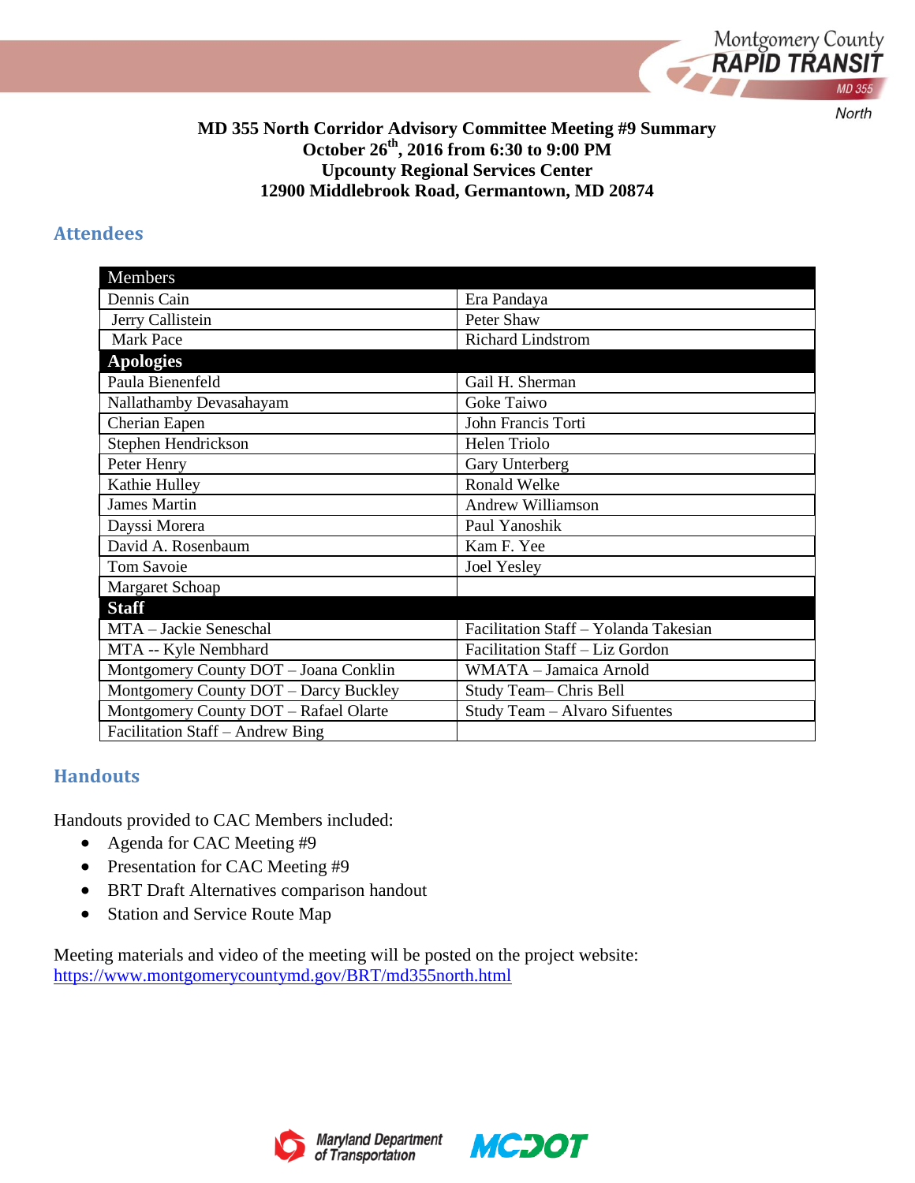**MD 355 North Corridor Advisory Committee Meeting #9 Summary**
**October 26th, 2016 from 6:30 to 9:00 PM**
**Upcounty Regional Services Center**
**12900 Middlebrook Road, Germantown, MD 20874**

## Attendees

| Members | |
|---|---|
| Dennis Cain | Era Pandaya |
| Jerry Callistein | Peter Shaw |
| Mark Pace | Richard Lindstrom |
| **Apologies** | |
| Paula Bienenfeld | Gail H. Sherman |
| Nallathamby Devasahayam | Goke Taiwo |
| Cherian Eapen | John Francis Torti |
| Stephen Hendrickson | Helen Triolo |
| Peter Henry | Gary Unterberg |
| Kathie Hulley | Ronald Welke |
| James Martin | Andrew Williamson |
| Dayssi Morera | Paul Yanoshik |
| David A. Rosenbaum | Kam F. Yee |
| Tom Savoie | Joel Yesley |
| Margaret Schoap | |
| **Staff** | |
| MTA – Jackie Seneschal | Facilitation Staff – Yolanda Takesian |
| MTA -- Kyle Nembhard | Facilitation Staff – Liz Gordon |
| Montgomery County DOT – Joana Conklin | WMATA – Jamaica Arnold |
| Montgomery County DOT – Darcy Buckley | Study Team– Chris Bell |
| Montgomery County DOT – Rafael Olarte | Study Team – Alvaro Sifuentes |
| Facilitation Staff – Andrew Bing | |

## Handouts

Handouts provided to CAC Members included:

- Agenda for CAC Meeting #9
- Presentation for CAC Meeting #9
- BRT Draft Alternatives comparison handout
- Station and Service Route Map

Meeting materials and video of the meeting will be posted on the project website:
https://www.montgomerycountymd.gov/BRT/md355north.html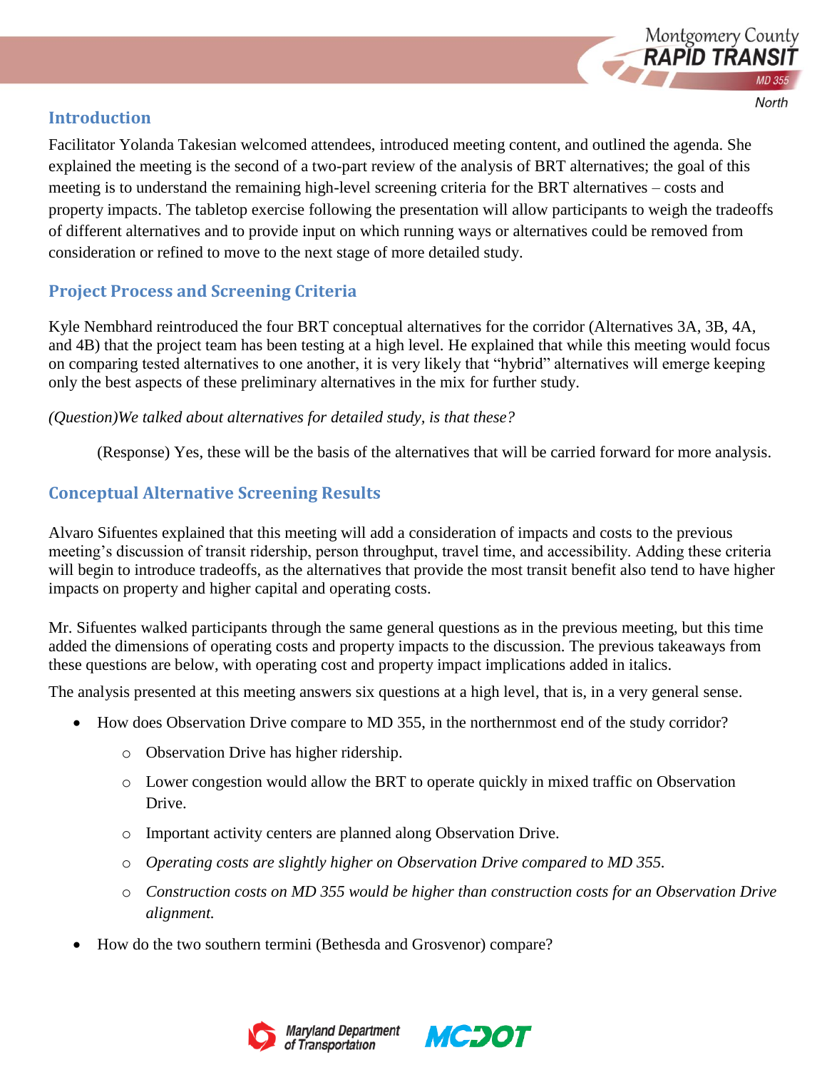## Introduction

Facilitator Yolanda Takesian welcomed attendees, introduced meeting content, and outlined the agenda. She explained the meeting is the second of a two-part review of the analysis of BRT alternatives; the goal of this meeting is to understand the remaining high-level screening criteria for the BRT alternatives – costs and property impacts. The tabletop exercise following the presentation will allow participants to weigh the tradeoffs of different alternatives and to provide input on which running ways or alternatives could be removed from consideration or refined to move to the next stage of more detailed study.

## Project Process and Screening Criteria

Kyle Nembhard reintroduced the four BRT conceptual alternatives for the corridor (Alternatives 3A, 3B, 4A, and 4B) that the project team has been testing at a high level. He explained that while this meeting would focus on comparing tested alternatives to one another, it is very likely that "hybrid" alternatives will emerge keeping only the best aspects of these preliminary alternatives in the mix for further study.

*(Question)We talked about alternatives for detailed study, is that these?*

> (Response) Yes, these will be the basis of the alternatives that will be carried forward for more analysis.

## Conceptual Alternative Screening Results

Alvaro Sifuentes explained that this meeting will add a consideration of impacts and costs to the previous meeting's discussion of transit ridership, person throughput, travel time, and accessibility. Adding these criteria will begin to introduce tradeoffs, as the alternatives that provide the most transit benefit also tend to have higher impacts on property and higher capital and operating costs.

Mr. Sifuentes walked participants through the same general questions as in the previous meeting, but this time added the dimensions of operating costs and property impacts to the discussion. The previous takeaways from these questions are below, with operating cost and property impact implications added in italics.

The analysis presented at this meeting answers six questions at a high level, that is, in a very general sense.

- How does Observation Drive compare to MD 355, in the northernmost end of the study corridor?
  - Observation Drive has higher ridership.
  - Lower congestion would allow the BRT to operate quickly in mixed traffic on Observation Drive.
  - Important activity centers are planned along Observation Drive.
  - *Operating costs are slightly higher on Observation Drive compared to MD 355.*
  - *Construction costs on MD 355 would be higher than construction costs for an Observation Drive alignment.*
- How do the two southern termini (Bethesda and Grosvenor) compare?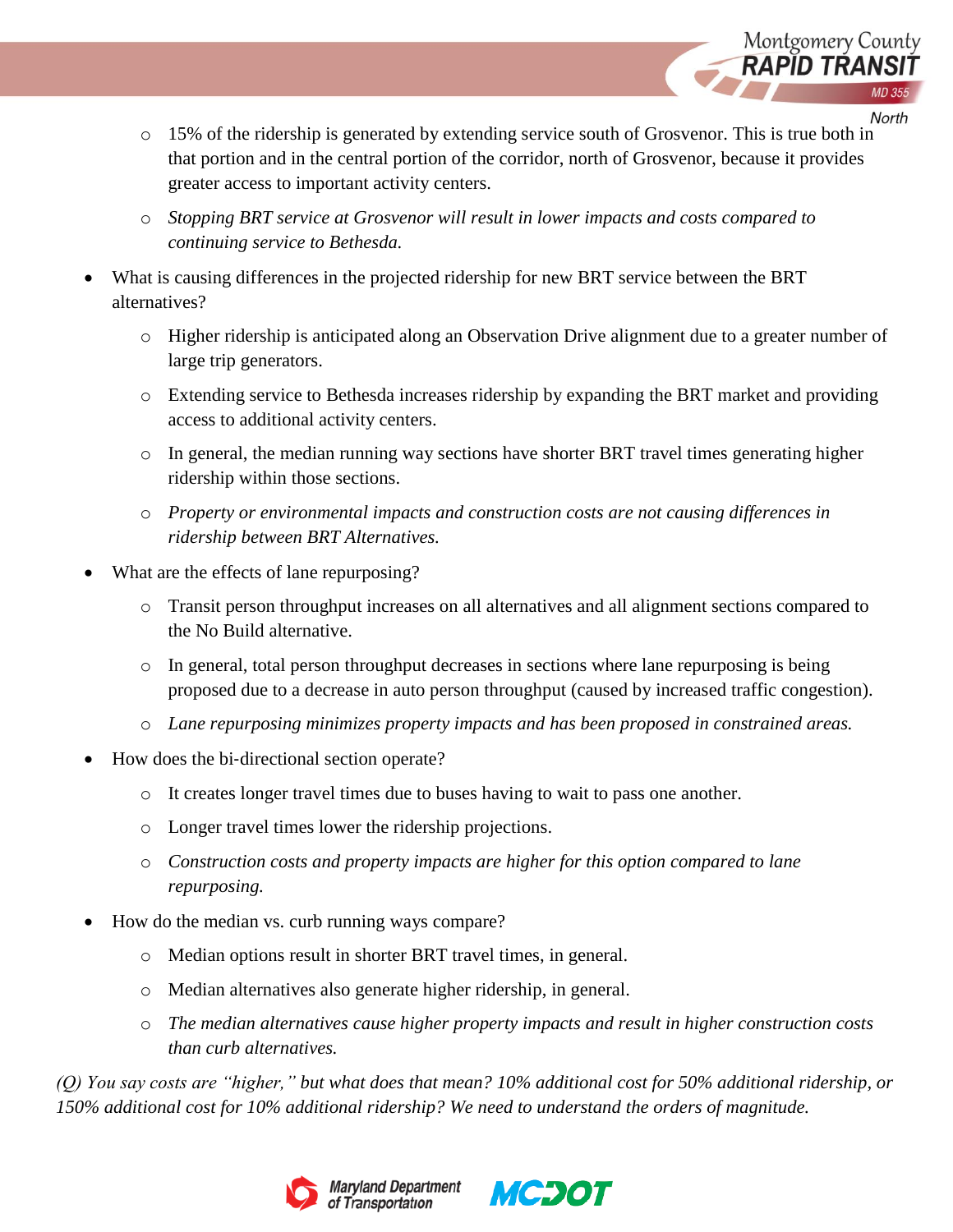- 15% of the ridership is generated by extending service south of Grosvenor. This is true both in that portion and in the central portion of the corridor, north of Grosvenor, because it provides greater access to important activity centers.
  - *Stopping BRT service at Grosvenor will result in lower impacts and costs compared to continuing service to Bethesda.*
- What is causing differences in the projected ridership for new BRT service between the BRT alternatives?
  - Higher ridership is anticipated along an Observation Drive alignment due to a greater number of large trip generators.
  - Extending service to Bethesda increases ridership by expanding the BRT market and providing access to additional activity centers.
  - In general, the median running way sections have shorter BRT travel times generating higher ridership within those sections.
  - *Property or environmental impacts and construction costs are not causing differences in ridership between BRT Alternatives.*
- What are the effects of lane repurposing?
  - Transit person throughput increases on all alternatives and all alignment sections compared to the No Build alternative.
  - In general, total person throughput decreases in sections where lane repurposing is being proposed due to a decrease in auto person throughput (caused by increased traffic congestion).
  - *Lane repurposing minimizes property impacts and has been proposed in constrained areas.*
- How does the bi-directional section operate?
  - It creates longer travel times due to buses having to wait to pass one another.
  - Longer travel times lower the ridership projections.
  - *Construction costs and property impacts are higher for this option compared to lane repurposing.*
- How do the median vs. curb running ways compare?
  - Median options result in shorter BRT travel times, in general.
  - Median alternatives also generate higher ridership, in general.
  - *The median alternatives cause higher property impacts and result in higher construction costs than curb alternatives.*

*(Q) You say costs are "higher," but what does that mean? 10% additional cost for 50% additional ridership, or 150% additional cost for 10% additional ridership? We need to understand the orders of magnitude.*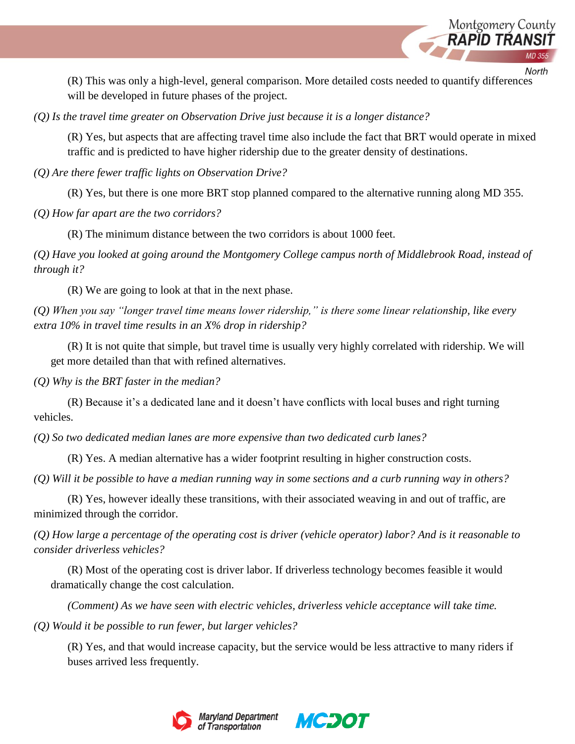(R) This was only a high-level, general comparison. More detailed costs needed to quantify differences will be developed in future phases of the project.

*(Q) Is the travel time greater on Observation Drive just because it is a longer distance?*

(R) Yes, but aspects that are affecting travel time also include the fact that BRT would operate in mixed traffic and is predicted to have higher ridership due to the greater density of destinations.

*(Q) Are there fewer traffic lights on Observation Drive?*

(R) Yes, but there is one more BRT stop planned compared to the alternative running along MD 355.

*(Q) How far apart are the two corridors?*

(R) The minimum distance between the two corridors is about 1000 feet.

*(Q) Have you looked at going around the Montgomery College campus north of Middlebrook Road, instead of through it?*

(R) We are going to look at that in the next phase.

*(Q) When you say "longer travel time means lower ridership," is there some linear relationship, like every extra 10% in travel time results in an X% drop in ridership?*

(R) It is not quite that simple, but travel time is usually very highly correlated with ridership. We will get more detailed than that with refined alternatives.

*(Q) Why is the BRT faster in the median?*

(R) Because it's a dedicated lane and it doesn't have conflicts with local buses and right turning vehicles.

*(Q) So two dedicated median lanes are more expensive than two dedicated curb lanes?*

(R) Yes. A median alternative has a wider footprint resulting in higher construction costs.

*(Q) Will it be possible to have a median running way in some sections and a curb running way in others?*

(R) Yes, however ideally these transitions, with their associated weaving in and out of traffic, are minimized through the corridor.

*(Q) How large a percentage of the operating cost is driver (vehicle operator) labor? And is it reasonable to consider driverless vehicles?*

(R) Most of the operating cost is driver labor. If driverless technology becomes feasible it would dramatically change the cost calculation.

*(Comment) As we have seen with electric vehicles, driverless vehicle acceptance will take time.*

*(Q) Would it be possible to run fewer, but larger vehicles?*

(R) Yes, and that would increase capacity, but the service would be less attractive to many riders if buses arrived less frequently.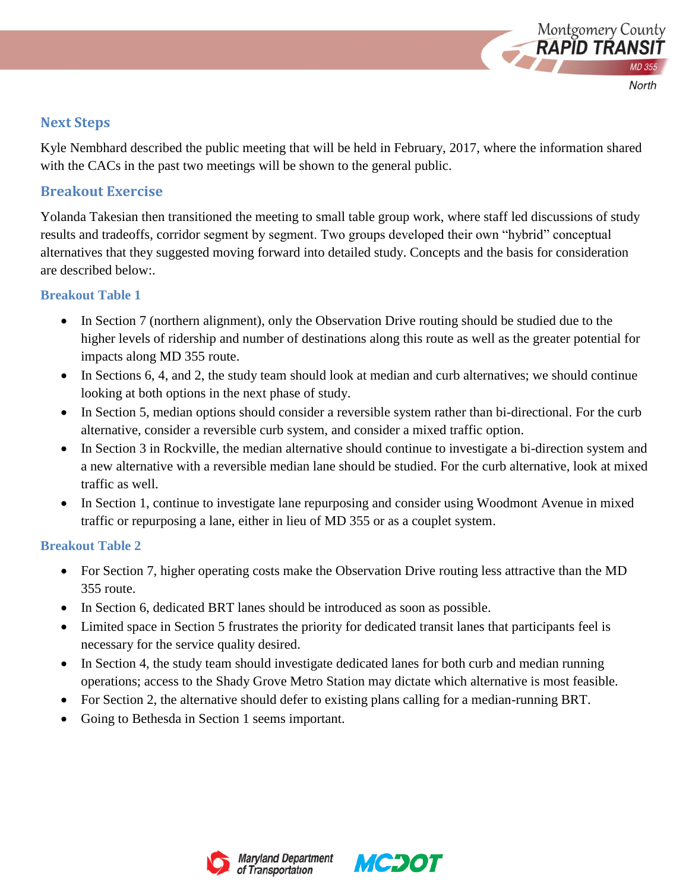## Next Steps

Kyle Nembhard described the public meeting that will be held in February, 2017, where the information shared with the CACs in the past two meetings will be shown to the general public.

## Breakout Exercise

Yolanda Takesian then transitioned the meeting to small table group work, where staff led discussions of study results and tradeoffs, corridor segment by segment. Two groups developed their own "hybrid" conceptual alternatives that they suggested moving forward into detailed study. Concepts and the basis for consideration are described below:.

### Breakout Table 1

- In Section 7 (northern alignment), only the Observation Drive routing should be studied due to the higher levels of ridership and number of destinations along this route as well as the greater potential for impacts along MD 355 route.
- In Sections 6, 4, and 2, the study team should look at median and curb alternatives; we should continue looking at both options in the next phase of study.
- In Section 5, median options should consider a reversible system rather than bi-directional. For the curb alternative, consider a reversible curb system, and consider a mixed traffic option.
- In Section 3 in Rockville, the median alternative should continue to investigate a bi-direction system and a new alternative with a reversible median lane should be studied. For the curb alternative, look at mixed traffic as well.
- In Section 1, continue to investigate lane repurposing and consider using Woodmont Avenue in mixed traffic or repurposing a lane, either in lieu of MD 355 or as a couplet system.

### Breakout Table 2

- For Section 7, higher operating costs make the Observation Drive routing less attractive than the MD 355 route.
- In Section 6, dedicated BRT lanes should be introduced as soon as possible.
- Limited space in Section 5 frustrates the priority for dedicated transit lanes that participants feel is necessary for the service quality desired.
- In Section 4, the study team should investigate dedicated lanes for both curb and median running operations; access to the Shady Grove Metro Station may dictate which alternative is most feasible.
- For Section 2, the alternative should defer to existing plans calling for a median-running BRT.
- Going to Bethesda in Section 1 seems important.